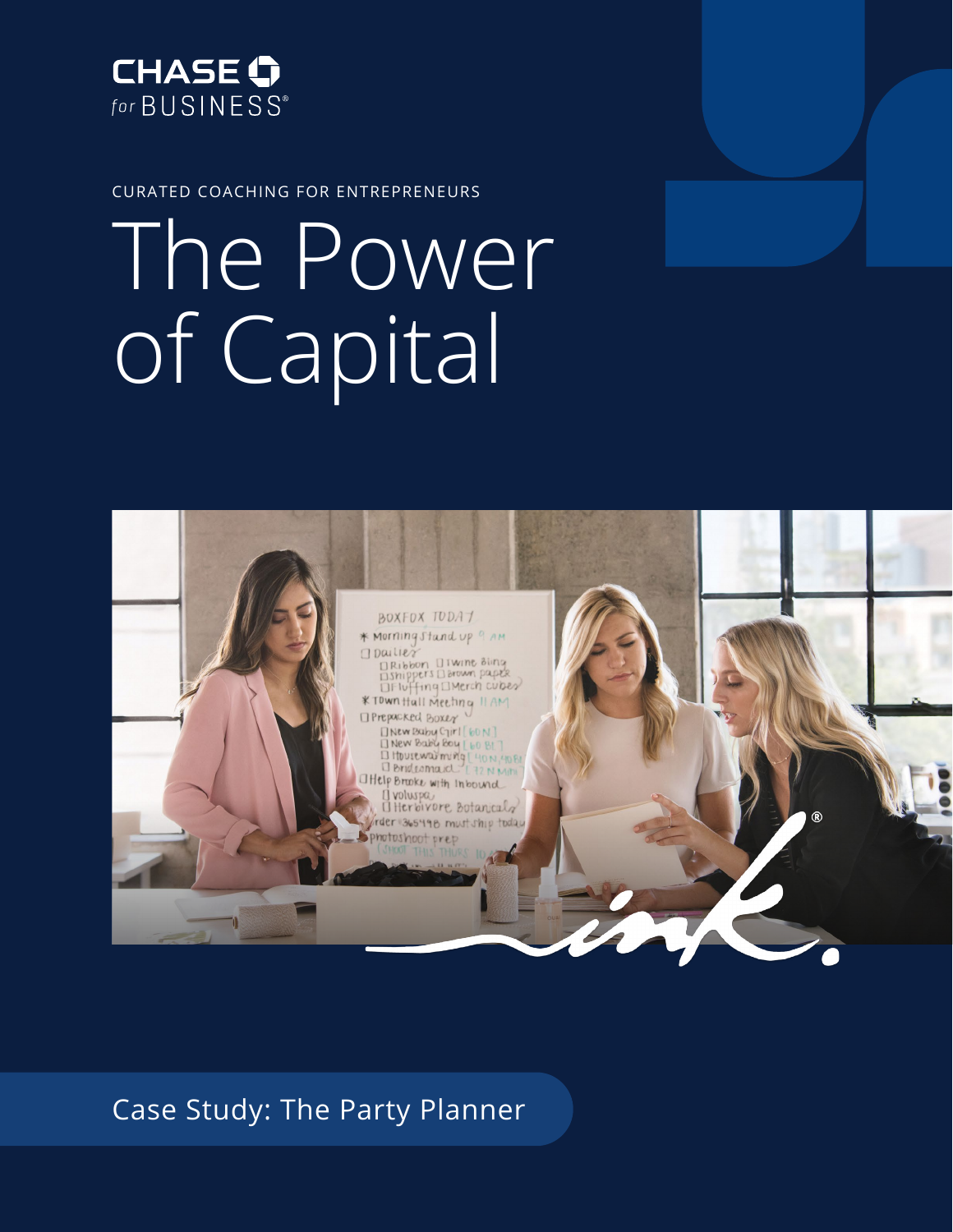CHASE for BUSINESS®

CURATED COACHING FOR ENTREPRENEURS

# The Power of Capital

Case Study: The Party Planner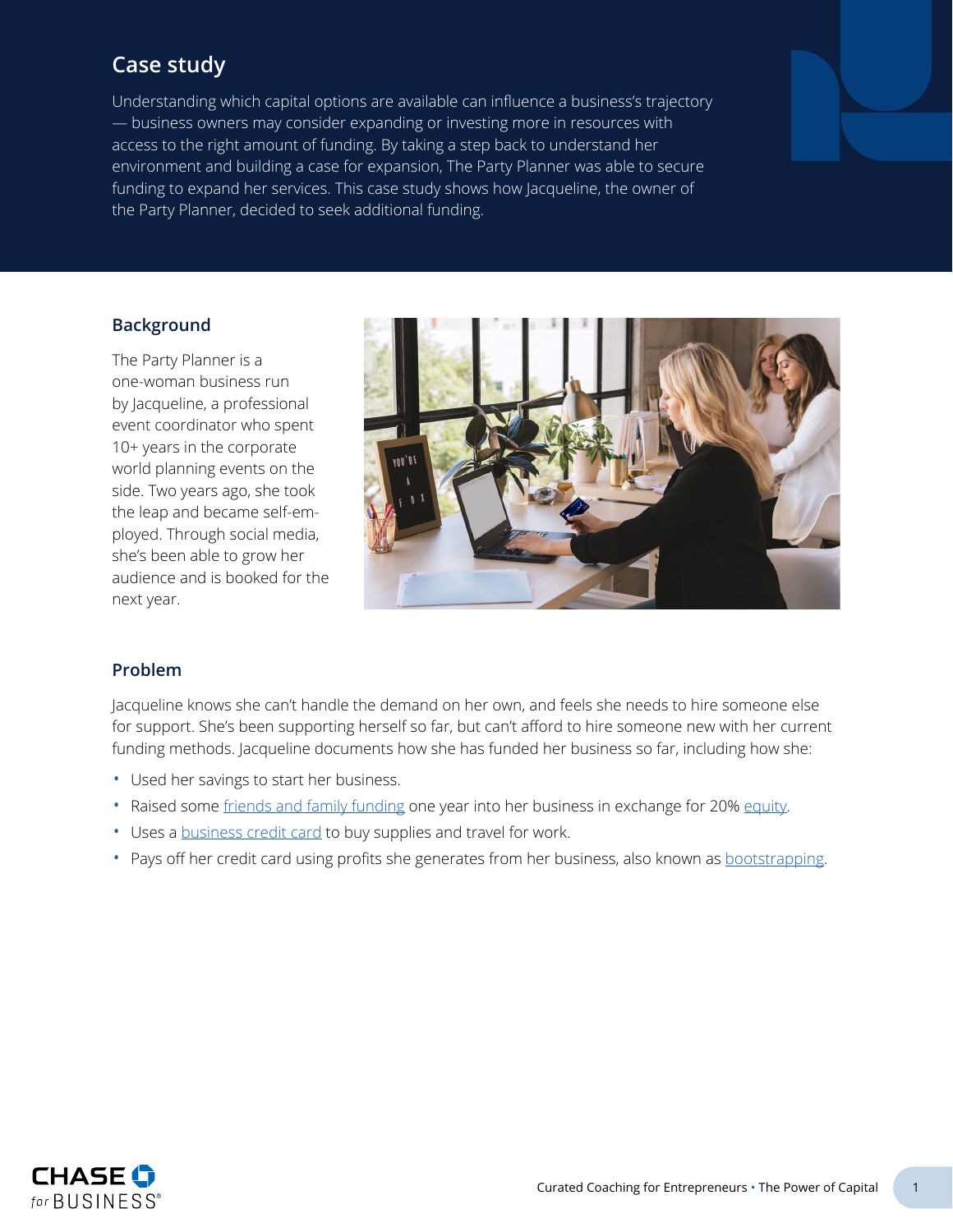# Case study

Understanding which capital options are available can influence a business's trajectory — business owners may consider expanding or investing more in resources with access to the right amount of funding. By taking a step back to understand her environment and building a case for expansion, The Party Planner was able to secure funding to expand her services. This case study shows how Jacqueline, the owner of the Party Planner, decided to seek additional funding.

## Background

The Party Planner is a one-woman business run by Jacqueline, a professional event coordinator who spent 10+ years in the corporate world planning events on the side. Two years ago, she took the leap and became self-employed. Through social media, she's been able to grow her audience and is booked for the next year.

## Problem

Jacqueline knows she can't handle the demand on her own, and feels she needs to hire someone else for support. She's been supporting herself so far, but can't afford to hire someone new with her current funding methods. Jacqueline documents how she has funded her business so far, including how she:

- Used her savings to start her business.
- Raised some friends and family funding one year into her business in exchange for 20% equity.
- Uses a business credit card to buy supplies and travel for work.
- Pays off her credit card using profits she generates from her business, also known as bootstrapping.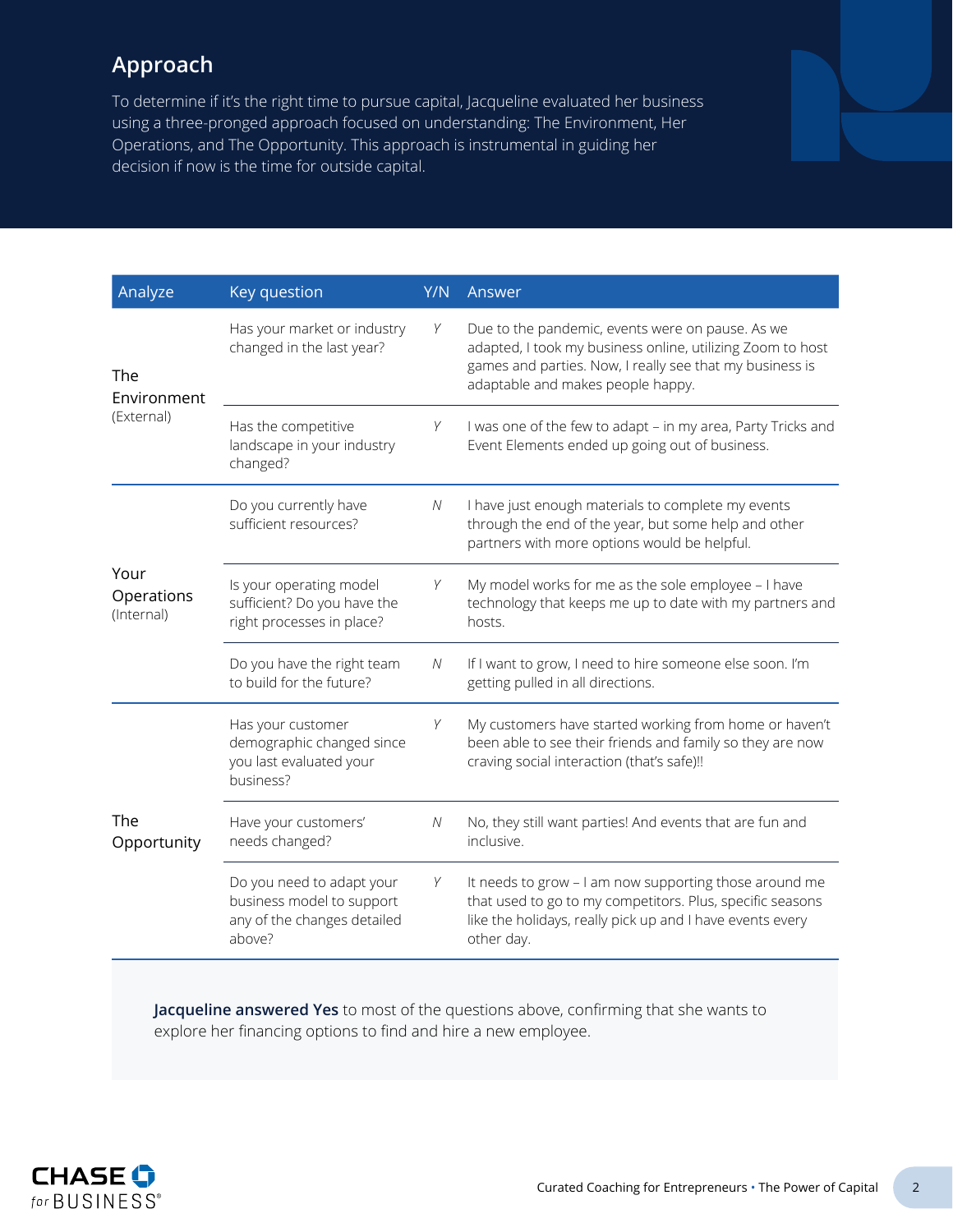## Approach

To determine if it's the right time to pursue capital, Jacqueline evaluated her business using a three-pronged approach focused on understanding: The Environment, Her Operations, and The Opportunity. This approach is instrumental in guiding her decision if now is the time for outside capital.

| Analyze | Key question | Y/N | Answer |
|---|---|---|---|
| The Environment (External) | Has your market or industry changed in the last year? | Y | Due to the pandemic, events were on pause. As we adapted, I took my business online, utilizing Zoom to host games and parties. Now, I really see that my business is adaptable and makes people happy. |
| | Has the competitive landscape in your industry changed? | Y | I was one of the few to adapt – in my area, Party Tricks and Event Elements ended up going out of business. |
| Your Operations (Internal) | Do you currently have sufficient resources? | N | I have just enough materials to complete my events through the end of the year, but some help and other partners with more options would be helpful. |
| | Is your operating model sufficient? Do you have the right processes in place? | Y | My model works for me as the sole employee – I have technology that keeps me up to date with my partners and hosts. |
| | Do you have the right team to build for the future? | N | If I want to grow, I need to hire someone else soon. I'm getting pulled in all directions. |
| The Opportunity | Has your customer demographic changed since you last evaluated your business? | Y | My customers have started working from home or haven't been able to see their friends and family so they are now craving social interaction (that's safe)!! |
| | Have your customers' needs changed? | N | No, they still want parties! And events that are fun and inclusive. |
| | Do you need to adapt your business model to support any of the changes detailed above? | Y | It needs to grow – I am now supporting those around me that used to go to my competitors. Plus, specific seasons like the holidays, really pick up and I have events every other day. |

**Jacqueline answered Yes** to most of the questions above, confirming that she wants to explore her financing options to find and hire a new employee.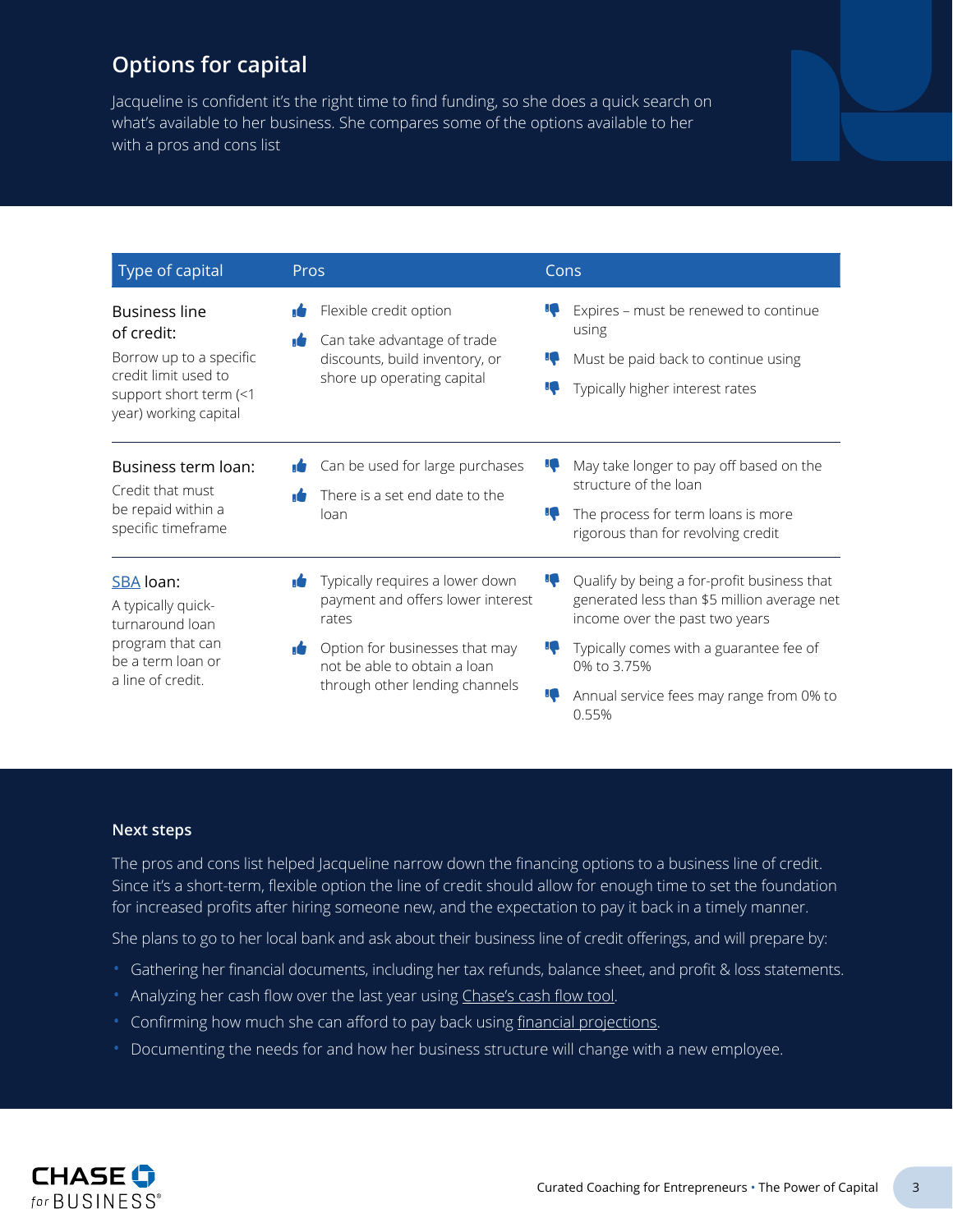## Options for capital

Jacqueline is confident it's the right time to find funding, so she does a quick search on what's available to her business. She compares some of the options available to her with a pros and cons list

| Type of capital | Pros | Cons |
|---|---|---|
| **Business line of credit:** Borrow up to a specific credit limit used to support short term (<1 year) working capital | • Flexible credit option<br>• Can take advantage of trade discounts, build inventory, or shore up operating capital | • Expires – must be renewed to continue using<br>• Must be paid back to continue using<br>• Typically higher interest rates |
| **Business term loan:** Credit that must be repaid within a specific timeframe | • Can be used for large purchases<br>• There is a set end date to the loan | • May take longer to pay off based on the structure of the loan<br>• The process for term loans is more rigorous than for revolving credit |
| **SBA loan:** A typically quick-turnaround loan program that can be a term loan or a line of credit. | • Typically requires a lower down payment and offers lower interest rates<br>• Option for businesses that may not be able to obtain a loan through other lending channels | • Qualify by being a for-profit business that generated less than $5 million average net income over the past two years<br>• Typically comes with a guarantee fee of 0% to 3.75%<br>• Annual service fees may range from 0% to 0.55% |

### Next steps

The pros and cons list helped Jacqueline narrow down the financing options to a business line of credit. Since it's a short-term, flexible option the line of credit should allow for enough time to set the foundation for increased profits after hiring someone new, and the expectation to pay it back in a timely manner.

She plans to go to her local bank and ask about their business line of credit offerings, and will prepare by:

- Gathering her financial documents, including her tax refunds, balance sheet, and profit & loss statements.
- Analyzing her cash flow over the last year using Chase's cash flow tool.
- Confirming how much she can afford to pay back using financial projections.
- Documenting the needs for and how her business structure will change with a new employee.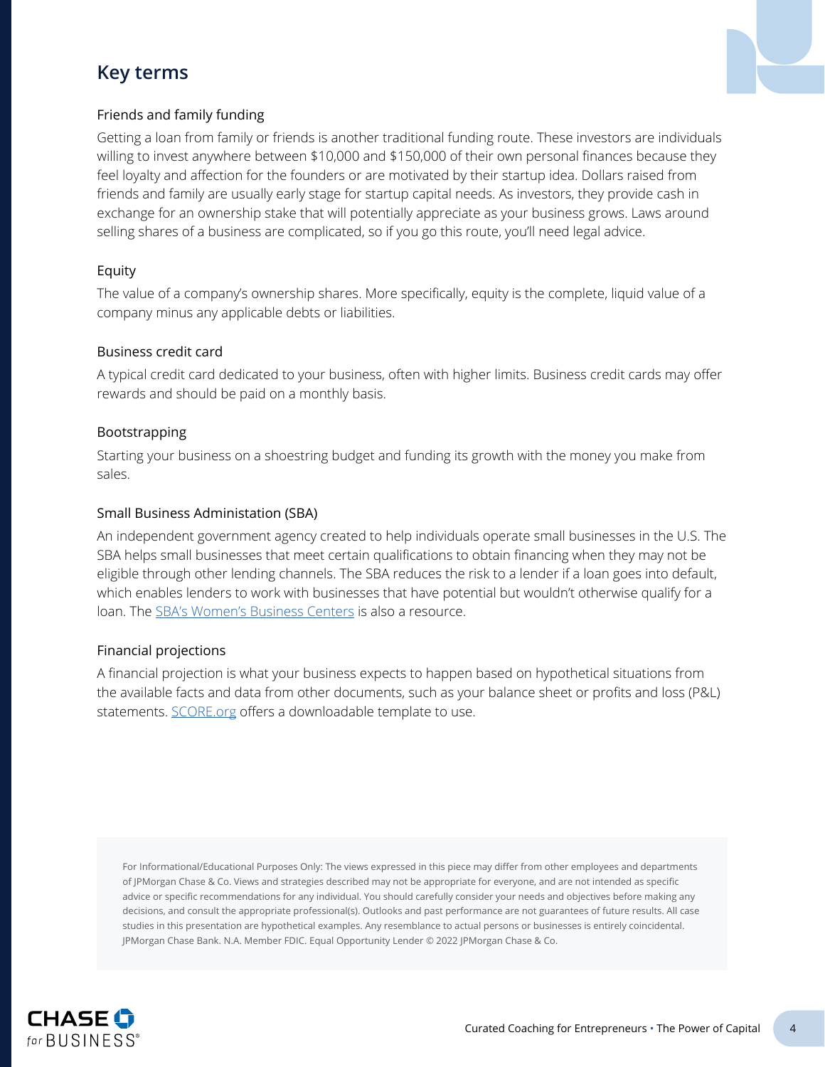## Key terms

### Friends and family funding

Getting a loan from family or friends is another traditional funding route. These investors are individuals willing to invest anywhere between $10,000 and $150,000 of their own personal finances because they feel loyalty and affection for the founders or are motivated by their startup idea. Dollars raised from friends and family are usually early stage for startup capital needs. As investors, they provide cash in exchange for an ownership stake that will potentially appreciate as your business grows. Laws around selling shares of a business are complicated, so if you go this route, you'll need legal advice.

### Equity

The value of a company's ownership shares. More specifically, equity is the complete, liquid value of a company minus any applicable debts or liabilities.

### Business credit card

A typical credit card dedicated to your business, often with higher limits. Business credit cards may offer rewards and should be paid on a monthly basis.

### Bootstrapping

Starting your business on a shoestring budget and funding its growth with the money you make from sales.

### Small Business Administation (SBA)

An independent government agency created to help individuals operate small businesses in the U.S. The SBA helps small businesses that meet certain qualifications to obtain financing when they may not be eligible through other lending channels. The SBA reduces the risk to a lender if a loan goes into default, which enables lenders to work with businesses that have potential but wouldn't otherwise qualify for a loan. The SBA's Women's Business Centers is also a resource.

### Financial projections

A financial projection is what your business expects to happen based on hypothetical situations from the available facts and data from other documents, such as your balance sheet or profits and loss (P&L) statements. SCORE.org offers a downloadable template to use.

For Informational/Educational Purposes Only: The views expressed in this piece may differ from other employees and departments of JPMorgan Chase & Co. Views and strategies described may not be appropriate for everyone, and are not intended as specific advice or specific recommendations for any individual. You should carefully consider your needs and objectives before making any decisions, and consult the appropriate professional(s). Outlooks and past performance are not guarantees of future results. All case studies in this presentation are hypothetical examples. Any resemblance to actual persons or businesses is entirely coincidental. JPMorgan Chase Bank. N.A. Member FDIC. Equal Opportunity Lender © 2022 JPMorgan Chase & Co.